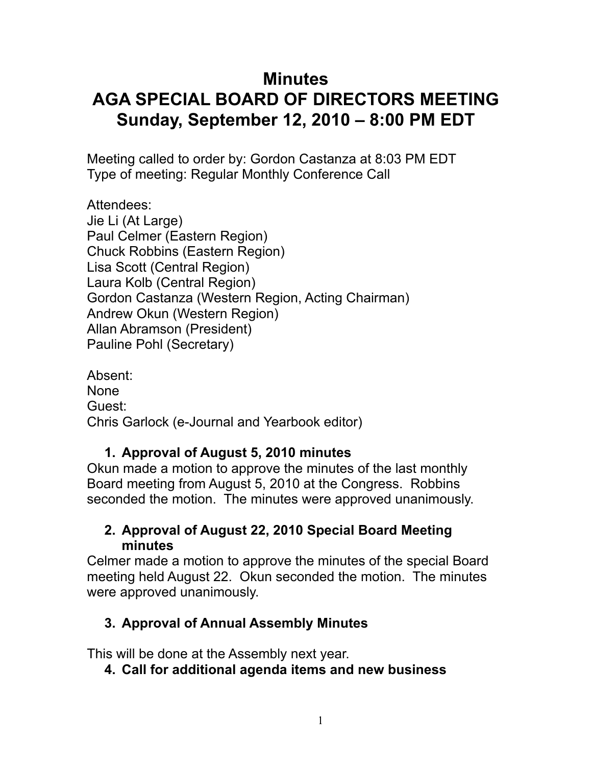# Minutes
# AGA SPECIAL BOARD OF DIRECTORS MEETING
# Sunday, September 12, 2010 – 8:00 PM EDT

Meeting called to order by: Gordon Castanza at 8:03 PM EDT
Type of meeting: Regular Monthly Conference Call

Attendees:
Jie Li (At Large)
Paul Celmer (Eastern Region)
Chuck Robbins (Eastern Region)
Lisa Scott (Central Region)
Laura Kolb (Central Region)
Gordon Castanza (Western Region, Acting Chairman)
Andrew Okun (Western Region)
Allan Abramson (President)
Pauline Pohl (Secretary)

Absent:
None
Guest:
Chris Garlock (e-Journal and Yearbook editor)

## 1. Approval of August 5, 2010 minutes

Okun made a motion to approve the minutes of the last monthly Board meeting from August 5, 2010 at the Congress. Robbins seconded the motion. The minutes were approved unanimously.

## 2. Approval of August 22, 2010 Special Board Meeting minutes

Celmer made a motion to approve the minutes of the special Board meeting held August 22. Okun seconded the motion. The minutes were approved unanimously.

## 3. Approval of Annual Assembly Minutes

This will be done at the Assembly next year.

## 4. Call for additional agenda items and new business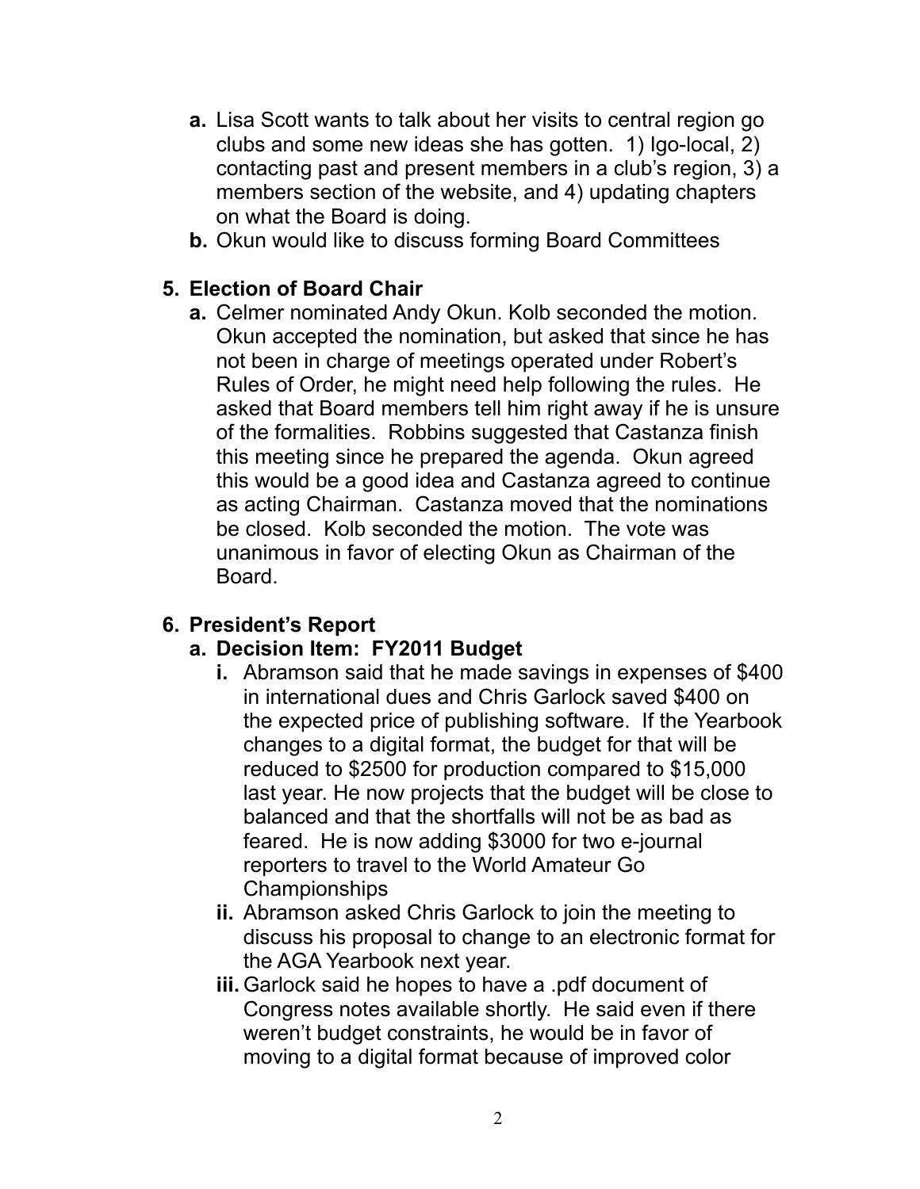a. Lisa Scott wants to talk about her visits to central region go clubs and some new ideas she has gotten. 1) Igo-local, 2) contacting past and present members in a club's region, 3) a members section of the website, and 4) updating chapters on what the Board is doing.
   b. Okun would like to discuss forming Board Committees

## 5. Election of Board Chair

   a. Celmer nominated Andy Okun. Kolb seconded the motion. Okun accepted the nomination, but asked that since he has not been in charge of meetings operated under Robert's Rules of Order, he might need help following the rules. He asked that Board members tell him right away if he is unsure of the formalities. Robbins suggested that Castanza finish this meeting since he prepared the agenda. Okun agreed this would be a good idea and Castanza agreed to continue as acting Chairman. Castanza moved that the nominations be closed. Kolb seconded the motion. The vote was unanimous in favor of electing Okun as Chairman of the Board.

## 6. President's Report

### a. Decision Item: FY2011 Budget

      i. Abramson said that he made savings in expenses of $400 in international dues and Chris Garlock saved $400 on the expected price of publishing software. If the Yearbook changes to a digital format, the budget for that will be reduced to $2500 for production compared to $15,000 last year. He now projects that the budget will be close to balanced and that the shortfalls will not be as bad as feared. He is now adding $3000 for two e-journal reporters to travel to the World Amateur Go Championships
      ii. Abramson asked Chris Garlock to join the meeting to discuss his proposal to change to an electronic format for the AGA Yearbook next year.
      iii. Garlock said he hopes to have a .pdf document of Congress notes available shortly. He said even if there weren't budget constraints, he would be in favor of moving to a digital format because of improved color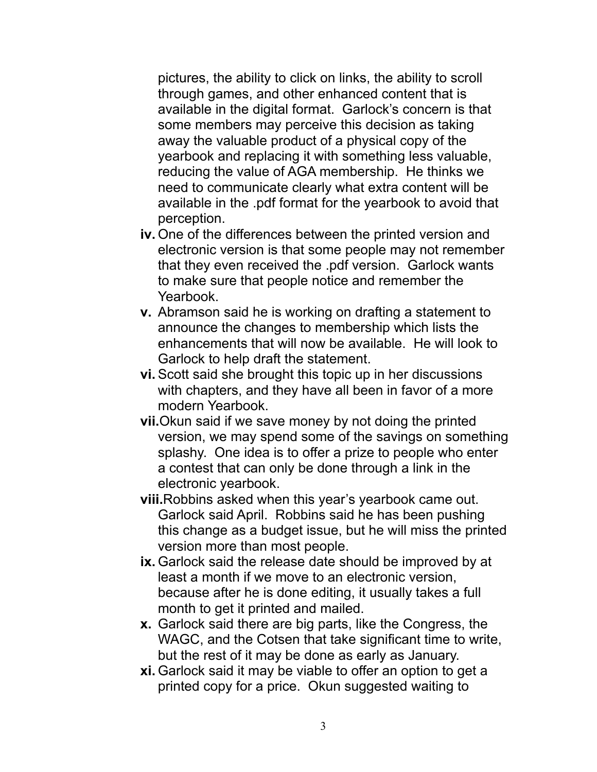pictures, the ability to click on links, the ability to scroll through games, and other enhanced content that is available in the digital format. Garlock's concern is that some members may perceive this decision as taking away the valuable product of a physical copy of the yearbook and replacing it with something less valuable, reducing the value of AGA membership. He thinks we need to communicate clearly what extra content will be available in the .pdf format for the yearbook to avoid that perception.

- **iv.** One of the differences between the printed version and electronic version is that some people may not remember that they even received the .pdf version. Garlock wants to make sure that people notice and remember the Yearbook.
- **v.** Abramson said he is working on drafting a statement to announce the changes to membership which lists the enhancements that will now be available. He will look to Garlock to help draft the statement.
- **vi.** Scott said she brought this topic up in her discussions with chapters, and they have all been in favor of a more modern Yearbook.
- **vii.** Okun said if we save money by not doing the printed version, we may spend some of the savings on something splashy. One idea is to offer a prize to people who enter a contest that can only be done through a link in the electronic yearbook.
- **viii.** Robbins asked when this year's yearbook came out. Garlock said April. Robbins said he has been pushing this change as a budget issue, but he will miss the printed version more than most people.
- **ix.** Garlock said the release date should be improved by at least a month if we move to an electronic version, because after he is done editing, it usually takes a full month to get it printed and mailed.
- **x.** Garlock said there are big parts, like the Congress, the WAGC, and the Cotsen that take significant time to write, but the rest of it may be done as early as January.
- **xi.** Garlock said it may be viable to offer an option to get a printed copy for a price. Okun suggested waiting to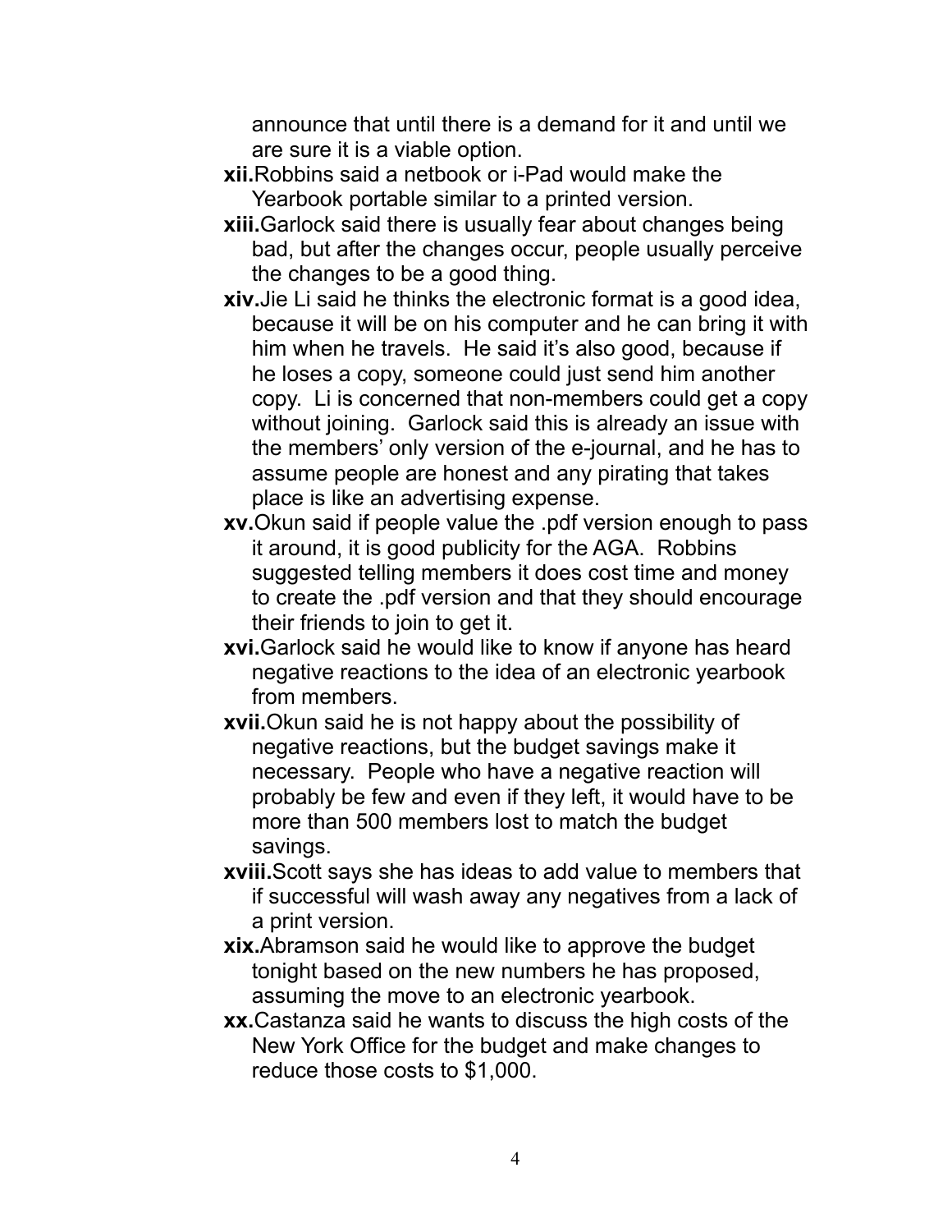announce that until there is a demand for it and until we are sure it is a viable option.

- **xii.** Robbins said a netbook or i-Pad would make the Yearbook portable similar to a printed version.
- **xiii.** Garlock said there is usually fear about changes being bad, but after the changes occur, people usually perceive the changes to be a good thing.
- **xiv.** Jie Li said he thinks the electronic format is a good idea, because it will be on his computer and he can bring it with him when he travels. He said it's also good, because if he loses a copy, someone could just send him another copy. Li is concerned that non-members could get a copy without joining. Garlock said this is already an issue with the members' only version of the e-journal, and he has to assume people are honest and any pirating that takes place is like an advertising expense.
- **xv.** Okun said if people value the .pdf version enough to pass it around, it is good publicity for the AGA. Robbins suggested telling members it does cost time and money to create the .pdf version and that they should encourage their friends to join to get it.
- **xvi.** Garlock said he would like to know if anyone has heard negative reactions to the idea of an electronic yearbook from members.
- **xvii.** Okun said he is not happy about the possibility of negative reactions, but the budget savings make it necessary. People who have a negative reaction will probably be few and even if they left, it would have to be more than 500 members lost to match the budget savings.
- **xviii.** Scott says she has ideas to add value to members that if successful will wash away any negatives from a lack of a print version.
- **xix.** Abramson said he would like to approve the budget tonight based on the new numbers he has proposed, assuming the move to an electronic yearbook.
- **xx.** Castanza said he wants to discuss the high costs of the New York Office for the budget and make changes to reduce those costs to $1,000.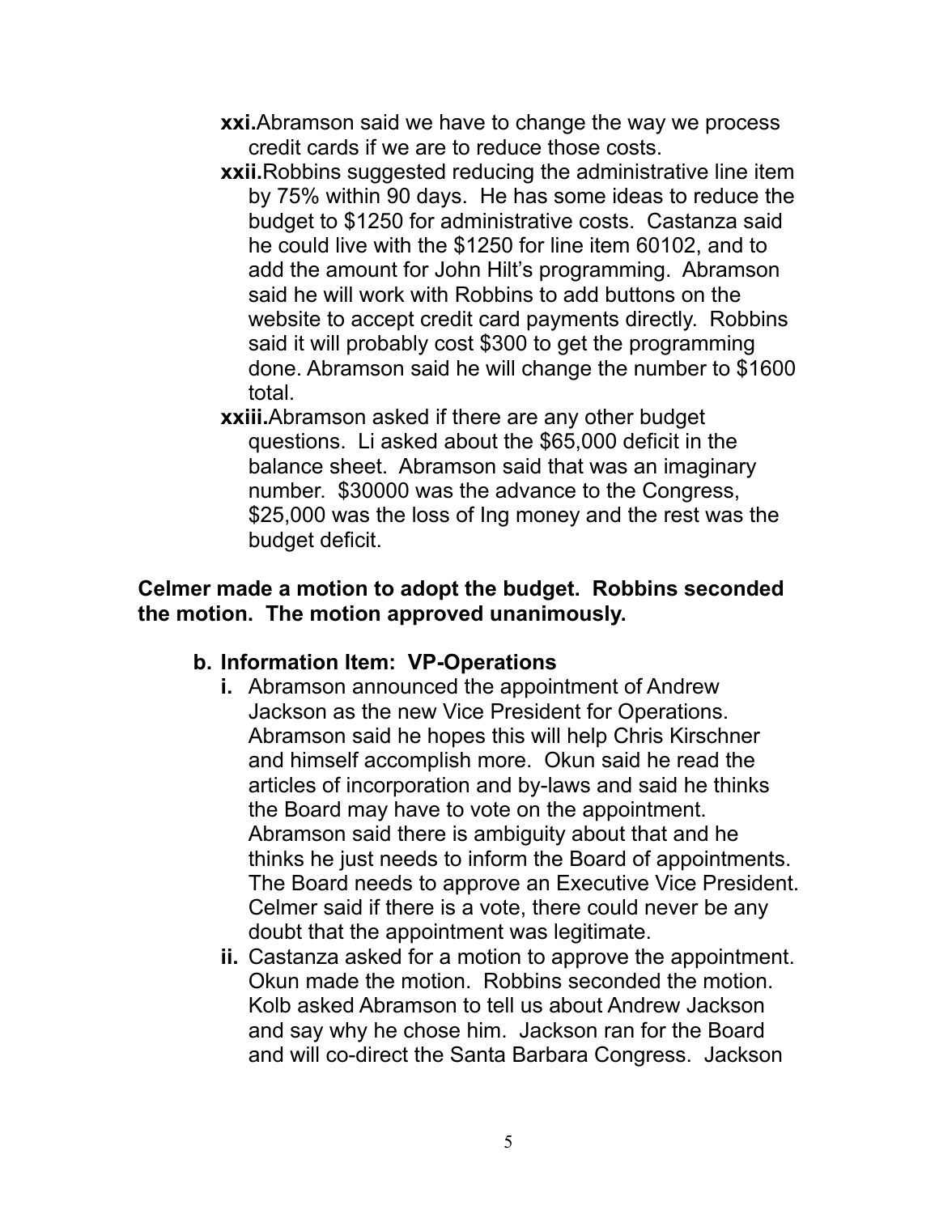xxi. Abramson said we have to change the way we process credit cards if we are to reduce those costs.

xxii. Robbins suggested reducing the administrative line item by 75% within 90 days. He has some ideas to reduce the budget to $1250 for administrative costs. Castanza said he could live with the $1250 for line item 60102, and to add the amount for John Hilt's programming. Abramson said he will work with Robbins to add buttons on the website to accept credit card payments directly. Robbins said it will probably cost $300 to get the programming done. Abramson said he will change the number to $1600 total.

xxiii. Abramson asked if there are any other budget questions. Li asked about the $65,000 deficit in the balance sheet. Abramson said that was an imaginary number. $30000 was the advance to the Congress, $25,000 was the loss of Ing money and the rest was the budget deficit.

**Celmer made a motion to adopt the budget. Robbins seconded the motion. The motion approved unanimously.**

**b. Information Item: VP-Operations**

i. Abramson announced the appointment of Andrew Jackson as the new Vice President for Operations. Abramson said he hopes this will help Chris Kirschner and himself accomplish more. Okun said he read the articles of incorporation and by-laws and said he thinks the Board may have to vote on the appointment. Abramson said there is ambiguity about that and he thinks he just needs to inform the Board of appointments. The Board needs to approve an Executive Vice President. Celmer said if there is a vote, there could never be any doubt that the appointment was legitimate.

ii. Castanza asked for a motion to approve the appointment. Okun made the motion. Robbins seconded the motion. Kolb asked Abramson to tell us about Andrew Jackson and say why he chose him. Jackson ran for the Board and will co-direct the Santa Barbara Congress. Jackson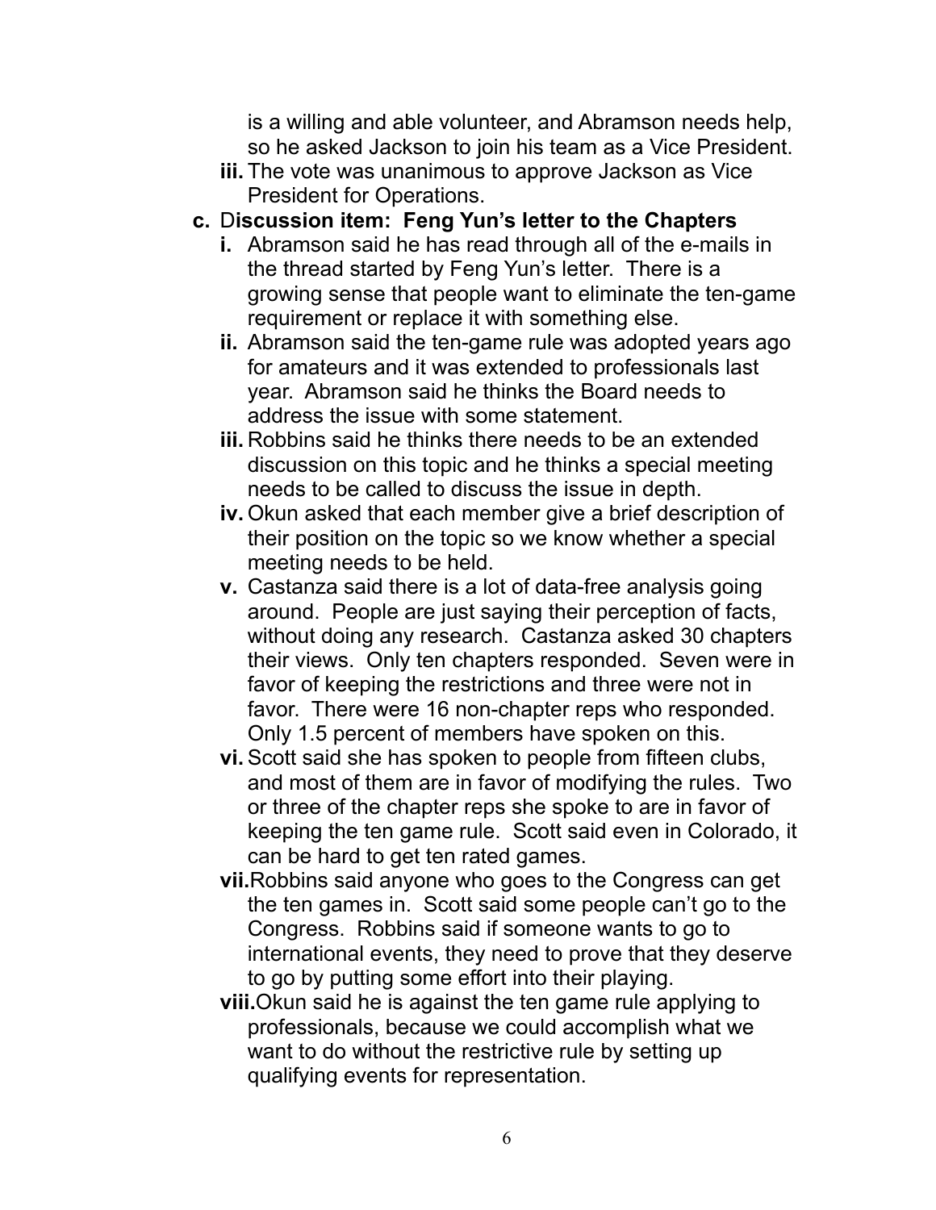is a willing and able volunteer, and Abramson needs help, so he asked Jackson to join his team as a Vice President.

   iii. The vote was unanimous to approve Jackson as Vice President for Operations.

c. **Discussion item: Feng Yun's letter to the Chapters**

   i. Abramson said he has read through all of the e-mails in the thread started by Feng Yun's letter. There is a growing sense that people want to eliminate the ten-game requirement or replace it with something else.

   ii. Abramson said the ten-game rule was adopted years ago for amateurs and it was extended to professionals last year. Abramson said he thinks the Board needs to address the issue with some statement.

   iii. Robbins said he thinks there needs to be an extended discussion on this topic and he thinks a special meeting needs to be called to discuss the issue in depth.

   iv. Okun asked that each member give a brief description of their position on the topic so we know whether a special meeting needs to be held.

   v. Castanza said there is a lot of data-free analysis going around. People are just saying their perception of facts, without doing any research. Castanza asked 30 chapters their views. Only ten chapters responded. Seven were in favor of keeping the restrictions and three were not in favor. There were 16 non-chapter reps who responded. Only 1.5 percent of members have spoken on this.

   vi. Scott said she has spoken to people from fifteen clubs, and most of them are in favor of modifying the rules. Two or three of the chapter reps she spoke to are in favor of keeping the ten game rule. Scott said even in Colorado, it can be hard to get ten rated games.

   vii. Robbins said anyone who goes to the Congress can get the ten games in. Scott said some people can't go to the Congress. Robbins said if someone wants to go to international events, they need to prove that they deserve to go by putting some effort into their playing.

   viii. Okun said he is against the ten game rule applying to professionals, because we could accomplish what we want to do without the restrictive rule by setting up qualifying events for representation.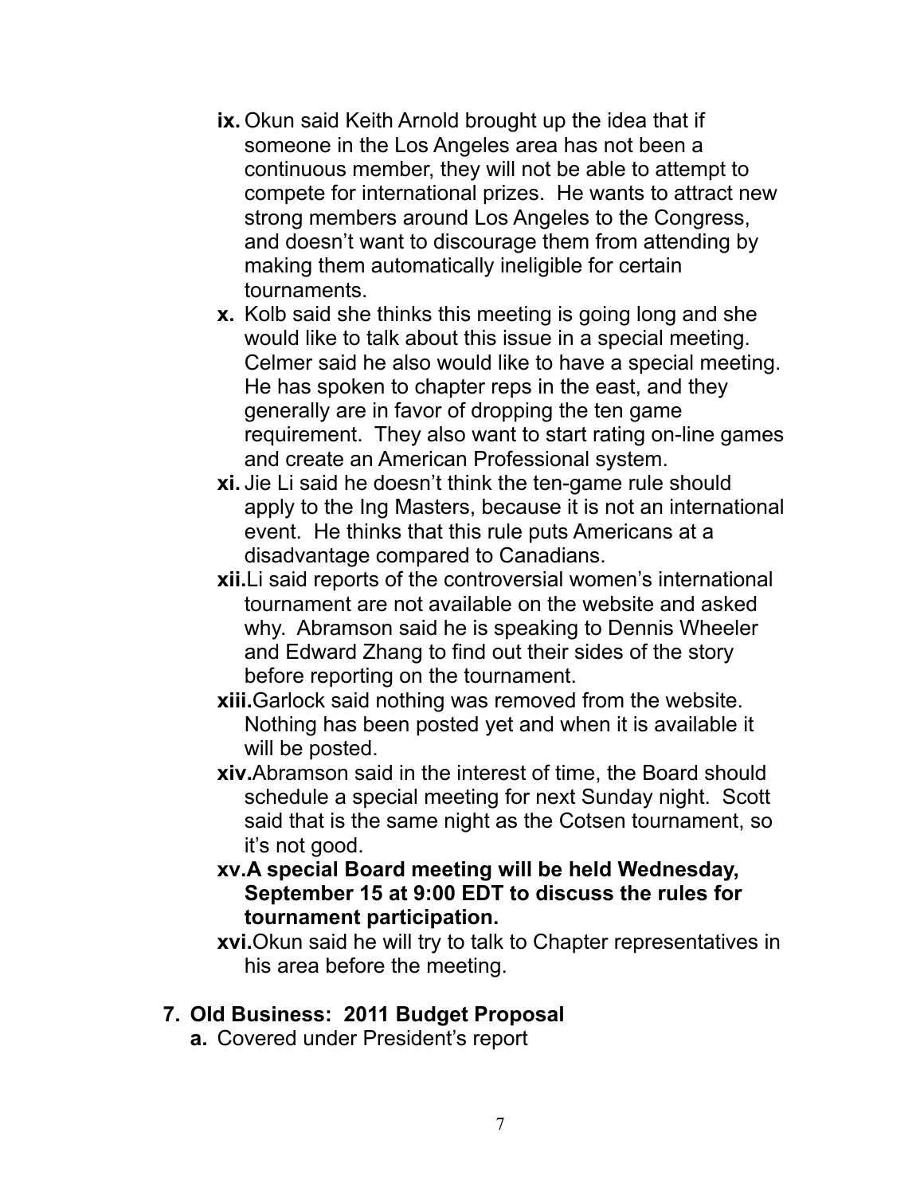- **ix.** Okun said Keith Arnold brought up the idea that if someone in the Los Angeles area has not been a continuous member, they will not be able to attempt to compete for international prizes. He wants to attract new strong members around Los Angeles to the Congress, and doesn't want to discourage them from attending by making them automatically ineligible for certain tournaments.
- **x.** Kolb said she thinks this meeting is going long and she would like to talk about this issue in a special meeting. Celmer said he also would like to have a special meeting. He has spoken to chapter reps in the east, and they generally are in favor of dropping the ten game requirement. They also want to start rating on-line games and create an American Professional system.
- **xi.** Jie Li said he doesn't think the ten-game rule should apply to the Ing Masters, because it is not an international event. He thinks that this rule puts Americans at a disadvantage compared to Canadians.
- **xii.** Li said reports of the controversial women's international tournament are not available on the website and asked why. Abramson said he is speaking to Dennis Wheeler and Edward Zhang to find out their sides of the story before reporting on the tournament.
- **xiii.** Garlock said nothing was removed from the website. Nothing has been posted yet and when it is available it will be posted.
- **xiv.** Abramson said in the interest of time, the Board should schedule a special meeting for next Sunday night. Scott said that is the same night as the Cotsen tournament, so it's not good.
- **xv. A special Board meeting will be held Wednesday, September 15 at 9:00 EDT to discuss the rules for tournament participation.**
- **xvi.** Okun said he will try to talk to Chapter representatives in his area before the meeting.

## 7. Old Business: 2011 Budget Proposal

- **a.** Covered under President's report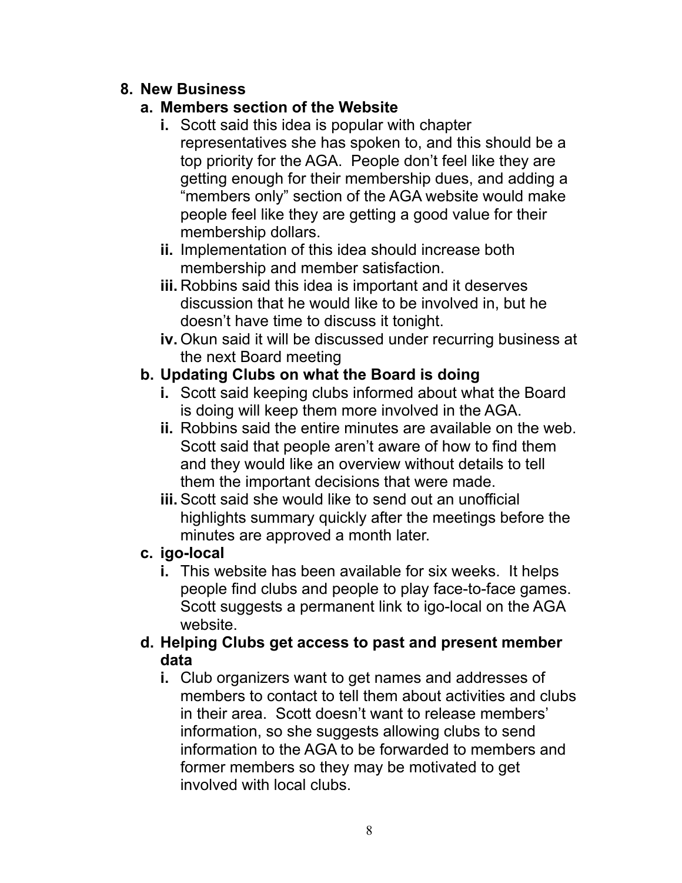8. **New Business**
   a. **Members section of the Website**
      i. Scott said this idea is popular with chapter representatives she has spoken to, and this should be a top priority for the AGA. People don't feel like they are getting enough for their membership dues, and adding a "members only" section of the AGA website would make people feel like they are getting a good value for their membership dollars.
      ii. Implementation of this idea should increase both membership and member satisfaction.
      iii. Robbins said this idea is important and it deserves discussion that he would like to be involved in, but he doesn't have time to discuss it tonight.
      iv. Okun said it will be discussed under recurring business at the next Board meeting
   b. **Updating Clubs on what the Board is doing**
      i. Scott said keeping clubs informed about what the Board is doing will keep them more involved in the AGA.
      ii. Robbins said the entire minutes are available on the web. Scott said that people aren't aware of how to find them and they would like an overview without details to tell them the important decisions that were made.
      iii. Scott said she would like to send out an unofficial highlights summary quickly after the meetings before the minutes are approved a month later.
   c. **igo-local**
      i. This website has been available for six weeks. It helps people find clubs and people to play face-to-face games. Scott suggests a permanent link to igo-local on the AGA website.
   d. **Helping Clubs get access to past and present member data**
      i. Club organizers want to get names and addresses of members to contact to tell them about activities and clubs in their area. Scott doesn't want to release members' information, so she suggests allowing clubs to send information to the AGA to be forwarded to members and former members so they may be motivated to get involved with local clubs.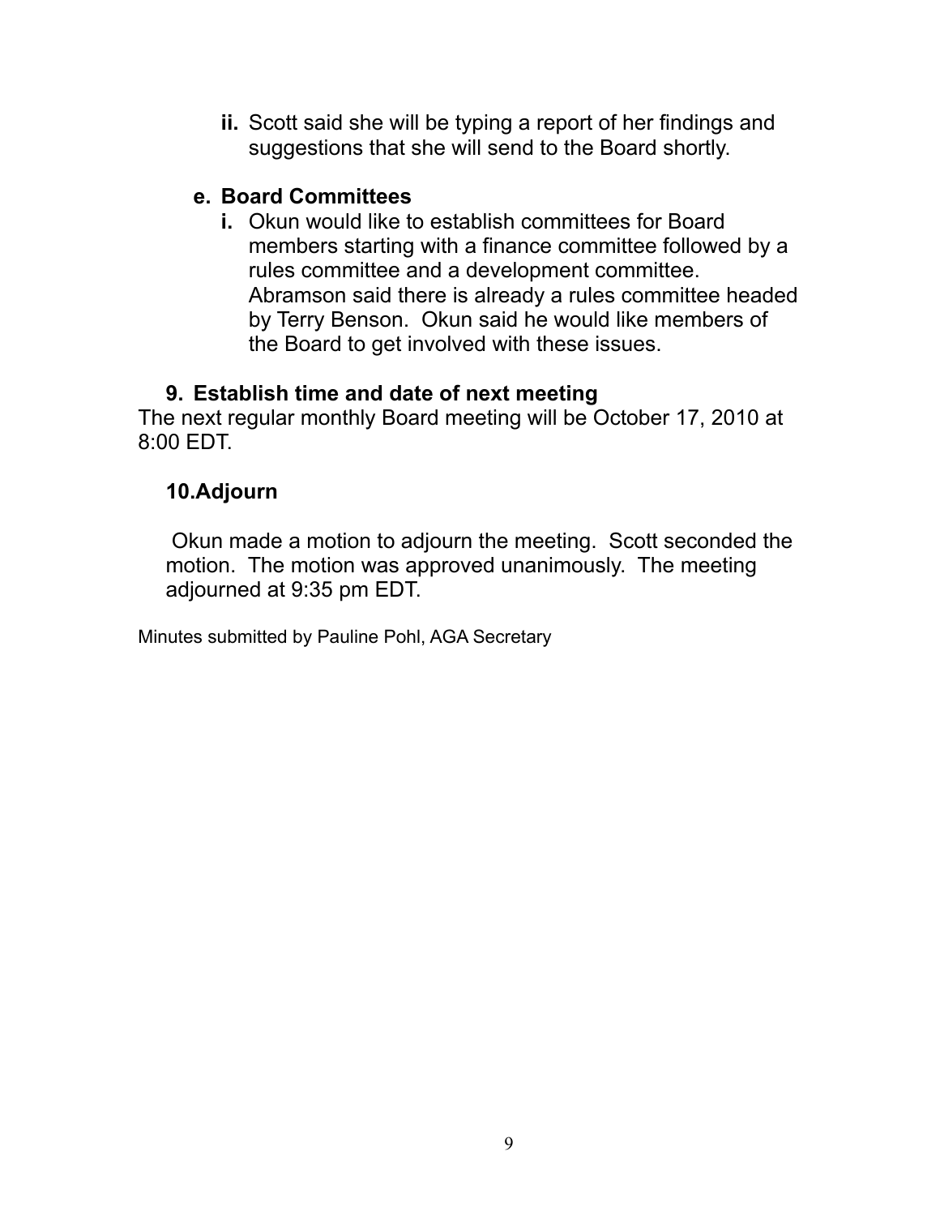ii. Scott said she will be typing a report of her findings and suggestions that she will send to the Board shortly.

**e. Board Committees**

i. Okun would like to establish committees for Board members starting with a finance committee followed by a rules committee and a development committee. Abramson said there is already a rules committee headed by Terry Benson. Okun said he would like members of the Board to get involved with these issues.

**9. Establish time and date of next meeting**

The next regular monthly Board meeting will be October 17, 2010 at 8:00 EDT.

**10.Adjourn**

Okun made a motion to adjourn the meeting. Scott seconded the motion. The motion was approved unanimously. The meeting adjourned at 9:35 pm EDT.

Minutes submitted by Pauline Pohl, AGA Secretary